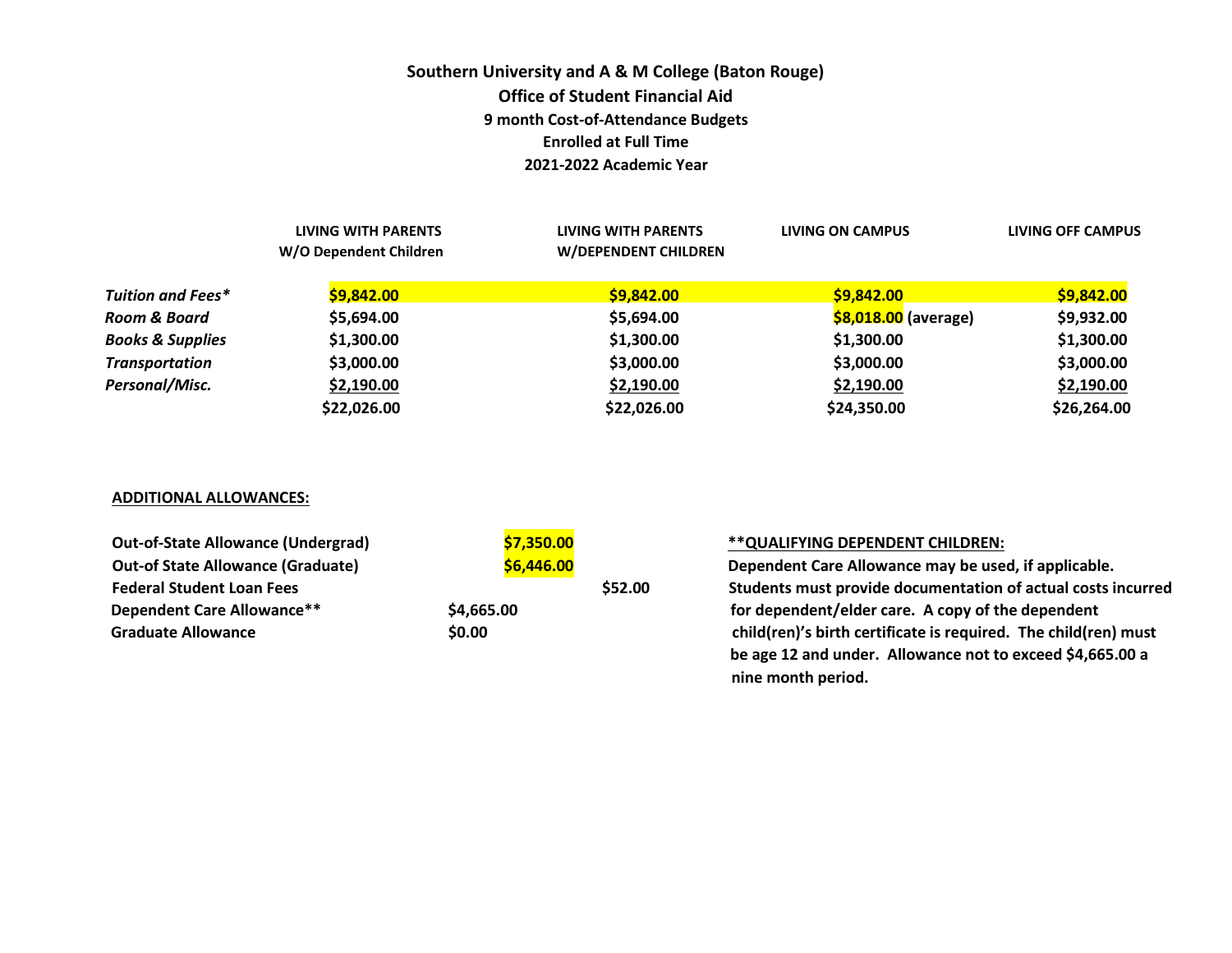**Southern University and A & M College (Baton Rouge)**
**Office of Student Financial Aid**
**9 month Cost-of-Attendance Budgets**
**Enrolled at Full Time**
**2021-2022 Academic Year**

| | LIVING WITH PARENTS W/O Dependent Children | LIVING WITH PARENTS W/DEPENDENT CHILDREN | LIVING ON CAMPUS | LIVING OFF CAMPUS |
|---|---|---|---|---|
| *Tuition and Fees** | $9,842.00 | $9,842.00 | $9,842.00 | $9,842.00 |
| *Room & Board* | $5,694.00 | $5,694.00 | $8,018.00 (average) | $9,932.00 |
| *Books & Supplies* | $1,300.00 | $1,300.00 | $1,300.00 | $1,300.00 |
| *Transportation* | $3,000.00 | $3,000.00 | $3,000.00 | $3,000.00 |
| *Personal/Misc.* | $2,190.00 | $2,190.00 | $2,190.00 | $2,190.00 |
| | $22,026.00 | $22,026.00 | $24,350.00 | $26,264.00 |

**ADDITIONAL ALLOWANCES:**

| | |
|---|---|
| Out-of-State Allowance (Undergrad) | $7,350.00 |
| Out-of State Allowance (Graduate) | $6,446.00 |
| Federal Student Loan Fees | $52.00 |
| Dependent Care Allowance** | $4,665.00 |
| Graduate Allowance | $0.00 |

**\*\*QUALIFYING DEPENDENT CHILDREN:**
Dependent Care Allowance may be used, if applicable. Students must provide documentation of actual costs incurred for dependent/elder care. A copy of the dependent child(ren)'s birth certificate is required. The child(ren) must be age 12 and under. Allowance not to exceed $4,665.00 a nine month period.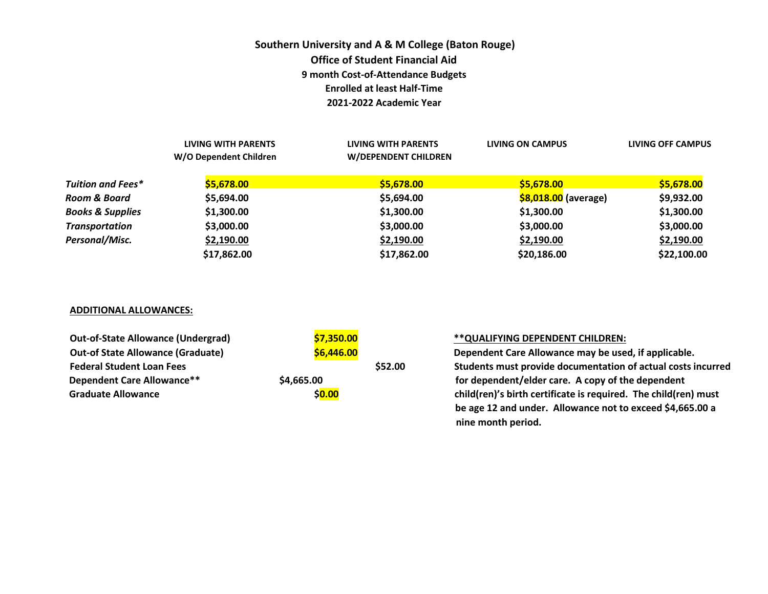**Southern University and A & M College (Baton Rouge)**
**Office of Student Financial Aid**
**9 month Cost-of-Attendance Budgets**
**Enrolled at least Half-Time**
**2021-2022 Academic Year**

| | LIVING WITH PARENTS W/O Dependent Children | LIVING WITH PARENTS W/DEPENDENT CHILDREN | LIVING ON CAMPUS | LIVING OFF CAMPUS |
|---|---|---|---|---|
| *Tuition and Fees** | $5,678.00 | $5,678.00 | $5,678.00 | $5,678.00 |
| *Room & Board* | $5,694.00 | $5,694.00 | $8,018.00 (average) | $9,932.00 |
| *Books & Supplies* | $1,300.00 | $1,300.00 | $1,300.00 | $1,300.00 |
| *Transportation* | $3,000.00 | $3,000.00 | $3,000.00 | $3,000.00 |
| *Personal/Misc.* | $2,190.00 | $2,190.00 | $2,190.00 | $2,190.00 |
| | $17,862.00 | $17,862.00 | $20,186.00 | $22,100.00 |

**ADDITIONAL ALLOWANCES:**

| Allowance | Amount |
|---|---|
| Out-of-State Allowance (Undergrad) | $7,350.00 |
| Out of State Allowance (Graduate) | $6,446.00 |
| Federal Student Loan Fees | $52.00 |
| Dependent Care Allowance** | $4,665.00 |
| Graduate Allowance | $0.00 |

**\*\*QUALIFYING DEPENDENT CHILDREN:**

Dependent Care Allowance may be used, if applicable. Students must provide documentation of actual costs incurred for dependent/elder care. A copy of the dependent child(ren)'s birth certificate is required. The child(ren) must be age 12 and under. Allowance not to exceed $4,665.00 a nine month period.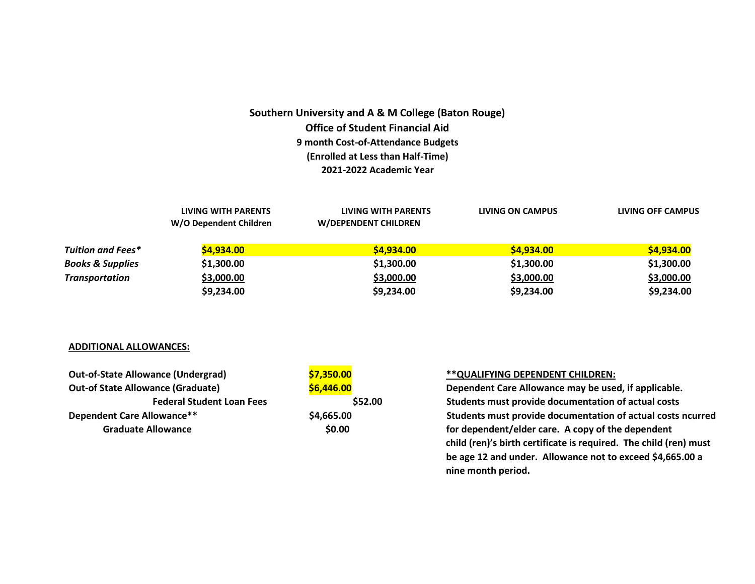# Southern University and A & M College (Baton Rouge)

## Office of Student Financial Aid

### 9 month Cost-of-Attendance Budgets
### (Enrolled at Less than Half-Time)
### 2021-2022 Academic Year

| | LIVING WITH PARENTS W/O Dependent Children | LIVING WITH PARENTS W/DEPENDENT CHILDREN | LIVING ON CAMPUS | LIVING OFF CAMPUS |
|---|---|---|---|---|
| *Tuition and Fees** | $4,934.00 | $4,934.00 | $4,934.00 | $4,934.00 |
| *Books & Supplies* | $1,300.00 | $1,300.00 | $1,300.00 | $1,300.00 |
| *Transportation* | $3,000.00 | $3,000.00 | $3,000.00 | $3,000.00 |
| | $9,234.00 | $9,234.00 | $9,234.00 | $9,234.00 |

**ADDITIONAL ALLOWANCES:**

| | |
|---|---|
| Out-of-State Allowance (Undergrad) | $7,350.00 |
| Out-of State Allowance (Graduate) | $6,446.00 |
| Federal Student Loan Fees | $52.00 |
| Dependent Care Allowance** | $4,665.00 |
| Graduate Allowance | $0.00 |

****QUALIFYING DEPENDENT CHILDREN:**

**Dependent Care Allowance may be used, if applicable. Students must provide documentation of actual costs Students must provide documentation of actual costs ncurred for dependent/elder care. A copy of the dependent child (ren)'s birth certificate is required. The child (ren) must be age 12 and under. Allowance not to exceed $4,665.00 a nine month period.**